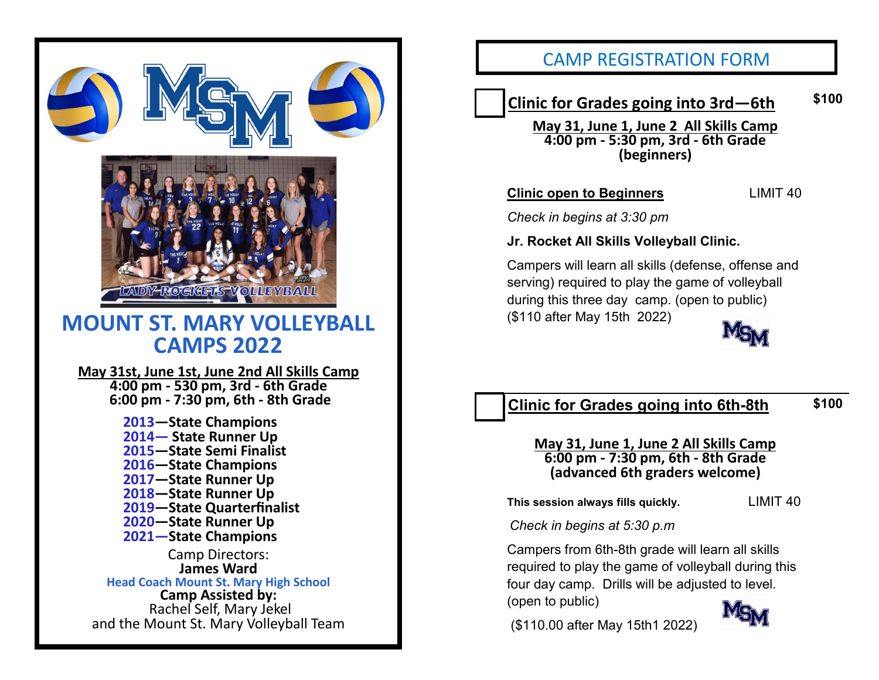# MOUNT ST. MARY VOLLEYBALL CAMPS 2022

**May 31st, June 1st, June 2nd All Skills Camp**
**4:00 pm - 530 pm, 3rd - 6th Grade**
**6:00 pm - 7:30 pm, 6th - 8th Grade**

**2013—State Champions**
**2014— State Runner Up**
**2015—State Semi Finalist**
**2016—State Champions**
**2017—State Runner Up**
**2018—State Runner Up**
**2019—State Quarterfinalist**
**2020—State Runner Up**
**2021—State Champions**

Camp Directors:
**James Ward**
**Head Coach Mount St. Mary High School**
**Camp Assisted by:**
Rachel Self, Mary Jekel
and the Mount St. Mary Volleyball Team

## CAMP REGISTRATION FORM

☐ **Clinic for Grades going into 3rd—6th** **$100**

**May 31, June 1, June 2 All Skills Camp**
**4:00 pm - 5:30 pm, 3rd - 6th Grade**
**(beginners)**

**Clinic open to Beginners** LIMIT 40

*Check in begins at 3:30 pm*

**Jr. Rocket All Skills Volleyball Clinic.**

Campers will learn all skills (defense, offense and serving) required to play the game of volleyball during this three day camp. (open to public)
($110 after May 15th 2022)

☐ **Clinic for Grades going into 6th-8th** **$100**

**May 31, June 1, June 2 All Skills Camp**
**6:00 pm - 7:30 pm, 6th - 8th Grade**
**(advanced 6th graders welcome)**

**This session always fills quickly.** LIMIT 40

*Check in begins at 5:30 p.m*

Campers from 6th-8th grade will learn all skills required to play the game of volleyball during this four day camp. Drills will be adjusted to level.
(open to public)

($110.00 after May 15th1 2022)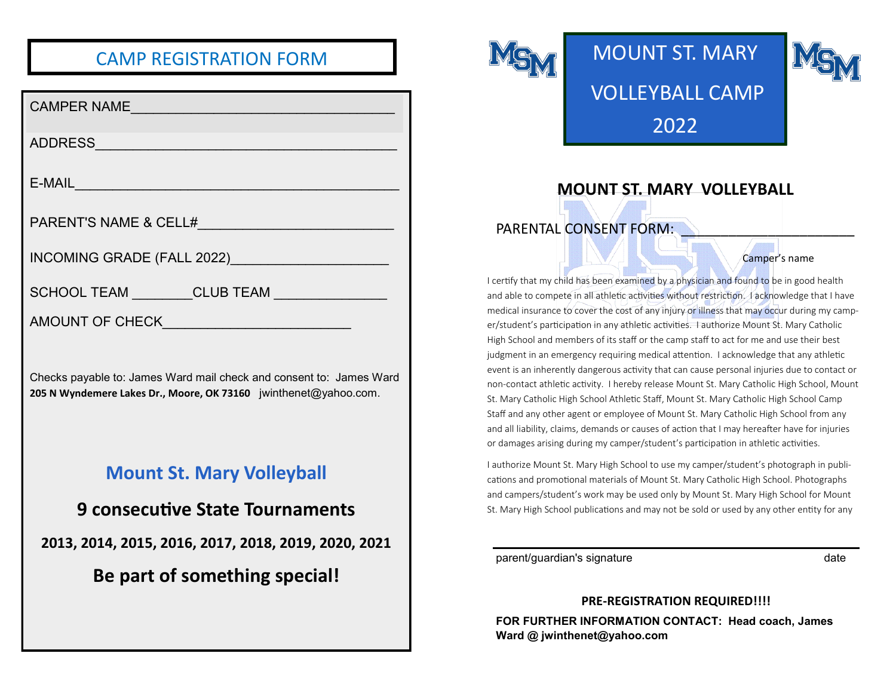# CAMP REGISTRATION FORM

CAMPER NAME________________________________

ADDRESS____________________________________

E-MAIL_______________________________________

PARENT'S NAME & CELL#______________________

INCOMING GRADE (FALL 2022)__________________

SCHOOL TEAM ________CLUB TEAM ______________

AMOUNT OF CHECK________________________

Checks payable to: James Ward mail check and consent to: James Ward **205 N Wyndemere Lakes Dr., Moore, OK 73160** jwinthenet@yahoo.com.

## Mount St. Mary Volleyball

**9 consecutive State Tournaments**

**2013, 2014, 2015, 2016, 2017, 2018, 2019, 2020, 2021**

**Be part of something special!**

# MOUNT ST. MARY VOLLEYBALL CAMP 2022

## MOUNT ST. MARY VOLLEYBALL

PARENTAL CONSENT FORM: ______________________

Camper's name

I certify that my child has been examined by a physician and found to be in good health and able to compete in all athletic activities without restriction. I acknowledge that I have medical insurance to cover the cost of any injury or illness that may occur during my camper/student's participation in any athletic activities. I authorize Mount St. Mary Catholic High School and members of its staff or the camp staff to act for me and use their best judgment in an emergency requiring medical attention. I acknowledge that any athletic event is an inherently dangerous activity that can cause personal injuries due to contact or non-contact athletic activity. I hereby release Mount St. Mary Catholic High School, Mount St. Mary Catholic High School Athletic Staff, Mount St. Mary Catholic High School Camp Staff and any other agent or employee of Mount St. Mary Catholic High School from any and all liability, claims, demands or causes of action that I may hereafter have for injuries or damages arising during my camper/student's participation in athletic activities.

I authorize Mount St. Mary High School to use my camper/student's photograph in publications and promotional materials of Mount St. Mary Catholic High School. Photographs and campers/student's work may be used only by Mount St. Mary High School for Mount St. Mary High School publications and may not be sold or used by any other entity for any

parent/guardian's signature date

**PRE-REGISTRATION REQUIRED!!!!**

**FOR FURTHER INFORMATION CONTACT: Head coach, James Ward @ jwinthenet@yahoo.com**